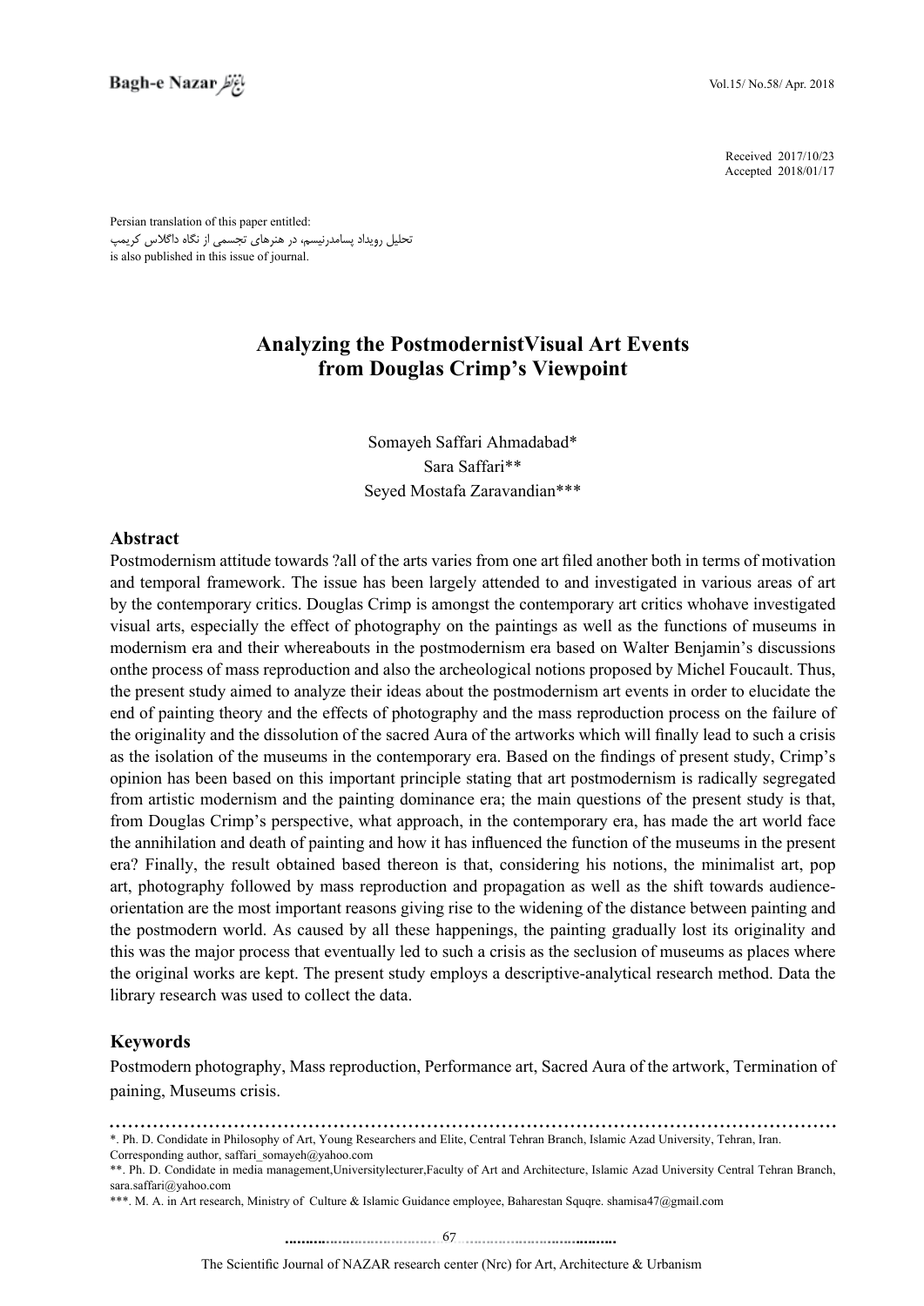Received 2017/10/23
Accepted 2018/01/17

Persian translation of this paper entitled:
تحلیل رویداد پسامدرنیسم، در هنرهای تجسمی از نگاه داگلاس کریمپ
is also published in this issue of journal.

# Analyzing the PostmodernistVisual Art Events from Douglas Crimp's Viewpoint

Somayeh Saffari Ahmadabad*
Sara Saffari**
Seyed Mostafa Zaravandian***

## Abstract

Postmodernism attitude towards ?all of the arts varies from one art filed another both in terms of motivation and temporal framework. The issue has been largely attended to and investigated in various areas of art by the contemporary critics. Douglas Crimp is amongst the contemporary art critics whohave investigated visual arts, especially the effect of photography on the paintings as well as the functions of museums in modernism era and their whereabouts in the postmodernism era based on Walter Benjamin's discussions onthe process of mass reproduction and also the archeological notions proposed by Michel Foucault. Thus, the present study aimed to analyze their ideas about the postmodernism art events in order to elucidate the end of painting theory and the effects of photography and the mass reproduction process on the failure of the originality and the dissolution of the sacred Aura of the artworks which will finally lead to such a crisis as the isolation of the museums in the contemporary era. Based on the findings of present study, Crimp's opinion has been based on this important principle stating that art postmodernism is radically segregated from artistic modernism and the painting dominance era; the main questions of the present study is that, from Douglas Crimp's perspective, what approach, in the contemporary era, has made the art world face the annihilation and death of painting and how it has influenced the function of the museums in the present era? Finally, the result obtained based thereon is that, considering his notions, the minimalist art, pop art, photography followed by mass reproduction and propagation as well as the shift towards audience-orientation are the most important reasons giving rise to the widening of the distance between painting and the postmodern world. As caused by all these happenings, the painting gradually lost its originality and this was the major process that eventually led to such a crisis as the seclusion of museums as places where the original works are kept. The present study employs a descriptive-analytical research method. Data the library research was used to collect the data.

## Keywords

Postmodern photography, Mass reproduction, Performance art, Sacred Aura of the artwork, Termination of paining, Museums crisis.

---

*. Ph. D. Condidate in Philosophy of Art, Young Researchers and Elite, Central Tehran Branch, Islamic Azad University, Tehran, Iran. Corresponding author, saffari_somayeh@yahoo.com

**. Ph. D. Condidate in media management,Universitylecturer,Faculty of Art and Architecture, Islamic Azad University Central Tehran Branch, sara.saffari@yahoo.com

***. M. A. in Art research, Ministry of Culture & Islamic Guidance employee, Baharestan Squqre. shamisa47@gmail.com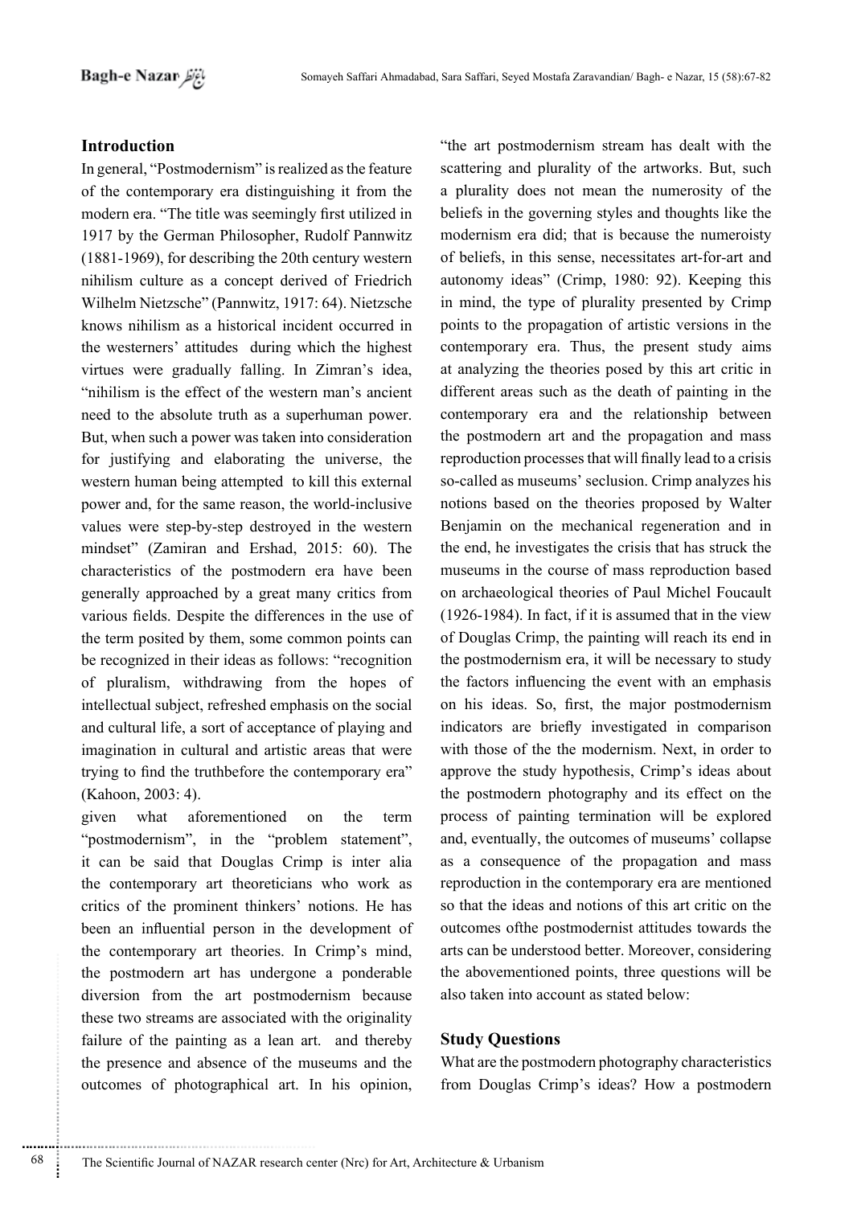## Introduction

In general, "Postmodernism" is realized as the feature of the contemporary era distinguishing it from the modern era. "The title was seemingly first utilized in 1917 by the German Philosopher, Rudolf Pannwitz (1881-1969), for describing the 20th century western nihilism culture as a concept derived of Friedrich Wilhelm Nietzsche" (Pannwitz, 1917: 64). Nietzsche knows nihilism as a historical incident occurred in the westerners' attitudes during which the highest virtues were gradually falling. In Zimran's idea, "nihilism is the effect of the western man's ancient need to the absolute truth as a superhuman power. But, when such a power was taken into consideration for justifying and elaborating the universe, the western human being attempted to kill this external power and, for the same reason, the world-inclusive values were step-by-step destroyed in the western mindset" (Zamiran and Ershad, 2015: 60). The characteristics of the postmodern era have been generally approached by a great many critics from various fields. Despite the differences in the use of the term posited by them, some common points can be recognized in their ideas as follows: "recognition of pluralism, withdrawing from the hopes of intellectual subject, refreshed emphasis on the social and cultural life, a sort of acceptance of playing and imagination in cultural and artistic areas that were trying to find the truthbefore the contemporary era" (Kahoon, 2003: 4).

given what aforementioned on the term "postmodernism", in the "problem statement", it can be said that Douglas Crimp is inter alia the contemporary art theoreticians who work as critics of the prominent thinkers' notions. He has been an influential person in the development of the contemporary art theories. In Crimp's mind, the postmodern art has undergone a ponderable diversion from the art postmodernism because these two streams are associated with the originality failure of the painting as a lean art. and thereby the presence and absence of the museums and the outcomes of photographical art. In his opinion, "the art postmodernism stream has dealt with the scattering and plurality of the artworks. But, such a plurality does not mean the numerosity of the beliefs in the governing styles and thoughts like the modernism era did; that is because the numeroisty of beliefs, in this sense, necessitates art-for-art and autonomy ideas" (Crimp, 1980: 92). Keeping this in mind, the type of plurality presented by Crimp points to the propagation of artistic versions in the contemporary era. Thus, the present study aims at analyzing the theories posed by this art critic in different areas such as the death of painting in the contemporary era and the relationship between the postmodern art and the propagation and mass reproduction processes that will finally lead to a crisis so-called as museums' seclusion. Crimp analyzes his notions based on the theories proposed by Walter Benjamin on the mechanical regeneration and in the end, he investigates the crisis that has struck the museums in the course of mass reproduction based on archaeological theories of Paul Michel Foucault (1926-1984). In fact, if it is assumed that in the view of Douglas Crimp, the painting will reach its end in the postmodernism era, it will be necessary to study the factors influencing the event with an emphasis on his ideas. So, first, the major postmodernism indicators are briefly investigated in comparison with those of the the modernism. Next, in order to approve the study hypothesis, Crimp's ideas about the postmodern photography and its effect on the process of painting termination will be explored and, eventually, the outcomes of museums' collapse as a consequence of the propagation and mass reproduction in the contemporary era are mentioned so that the ideas and notions of this art critic on the outcomes ofthe postmodernist attitudes towards the arts can be understood better. Moreover, considering the abovementioned points, three questions will be also taken into account as stated below:

## Study Questions

What are the postmodern photography characteristics from Douglas Crimp's ideas? How a postmodern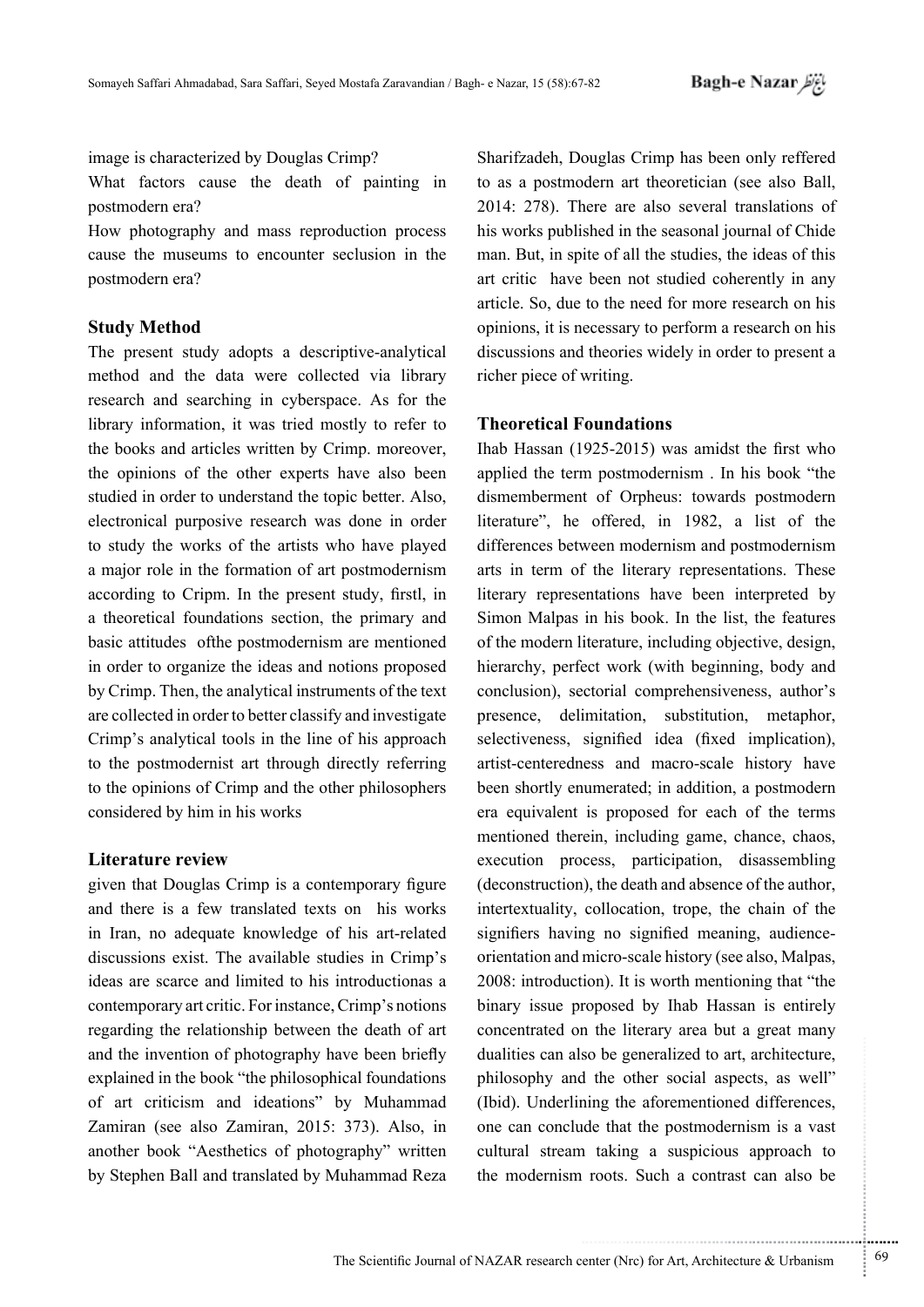image is characterized by Douglas Crimp?

What factors cause the death of painting in postmodern era?

How photography and mass reproduction process cause the museums to encounter seclusion in the postmodern era?

## Study Method

The present study adopts a descriptive-analytical method and the data were collected via library research and searching in cyberspace. As for the library information, it was tried mostly to refer to the books and articles written by Crimp. moreover, the opinions of the other experts have also been studied in order to understand the topic better. Also, electronical purposive research was done in order to study the works of the artists who have played a major role in the formation of art postmodernism according to Cripm. In the present study, firstl, in a theoretical foundations section, the primary and basic attitudes ofthe postmodernism are mentioned in order to organize the ideas and notions proposed by Crimp. Then, the analytical instruments of the text are collected in order to better classify and investigate Crimp's analytical tools in the line of his approach to the postmodernist art through directly referring to the opinions of Crimp and the other philosophers considered by him in his works

## Literature review

given that Douglas Crimp is a contemporary figure and there is a few translated texts on his works in Iran, no adequate knowledge of his art-related discussions exist. The available studies in Crimp's ideas are scarce and limited to his introductionas a contemporary art critic. For instance, Crimp's notions regarding the relationship between the death of art and the invention of photography have been briefly explained in the book "the philosophical foundations of art criticism and ideations" by Muhammad Zamiran (see also Zamiran, 2015: 373). Also, in another book "Aesthetics of photography" written by Stephen Ball and translated by Muhammad Reza Sharifzadeh, Douglas Crimp has been only reffered to as a postmodern art theoretician (see also Ball, 2014: 278). There are also several translations of his works published in the seasonal journal of Chide man. But, in spite of all the studies, the ideas of this art critic have been not studied coherently in any article. So, due to the need for more research on his opinions, it is necessary to perform a research on his discussions and theories widely in order to present a richer piece of writing.

## Theoretical Foundations

Ihab Hassan (1925-2015) was amidst the first who applied the term postmodernism . In his book "the dismemberment of Orpheus: towards postmodern literature", he offered, in 1982, a list of the differences between modernism and postmodernism arts in term of the literary representations. These literary representations have been interpreted by Simon Malpas in his book. In the list, the features of the modern literature, including objective, design, hierarchy, perfect work (with beginning, body and conclusion), sectorial comprehensiveness, author's presence, delimitation, substitution, metaphor, selectiveness, signified idea (fixed implication), artist-centeredness and macro-scale history have been shortly enumerated; in addition, a postmodern era equivalent is proposed for each of the terms mentioned therein, including game, chance, chaos, execution process, participation, disassembling (deconstruction), the death and absence of the author, intertextuality, collocation, trope, the chain of the signifiers having no signified meaning, audience-orientation and micro-scale history (see also, Malpas, 2008: introduction). It is worth mentioning that "the binary issue proposed by Ihab Hassan is entirely concentrated on the literary area but a great many dualities can also be generalized to art, architecture, philosophy and the other social aspects, as well" (Ibid). Underlining the aforementioned differences, one can conclude that the postmodernism is a vast cultural stream taking a suspicious approach to the modernism roots. Such a contrast can also be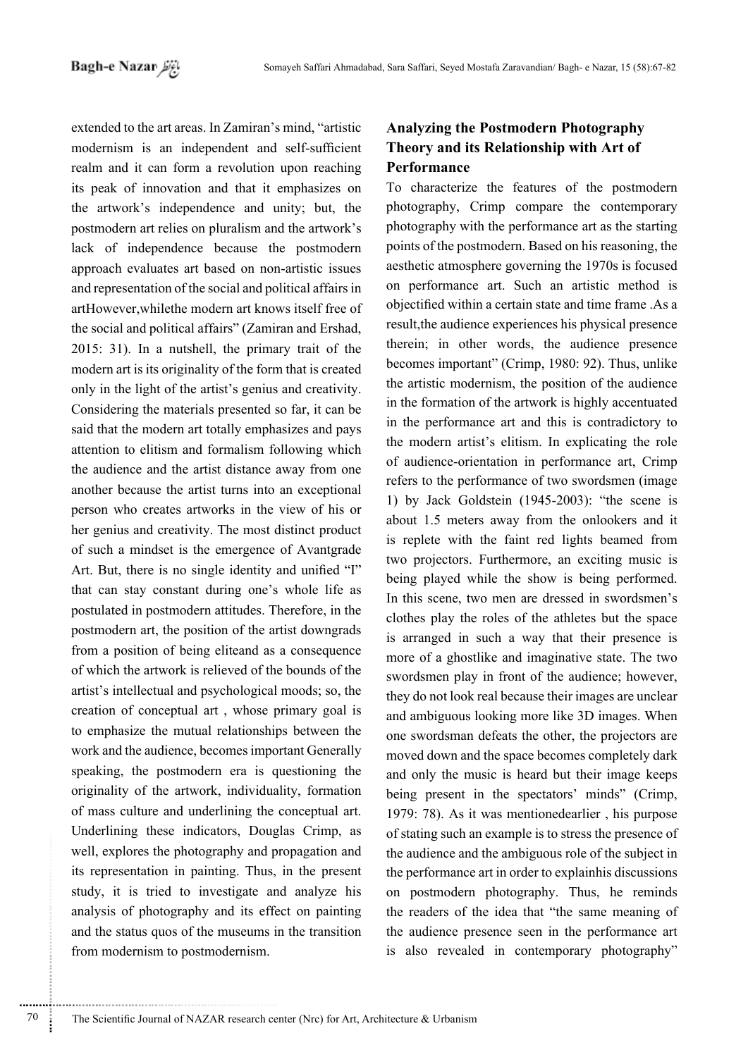extended to the art areas. In Zamiran's mind, "artistic modernism is an independent and self-sufficient realm and it can form a revolution upon reaching its peak of innovation and that it emphasizes on the artwork's independence and unity; but, the postmodern art relies on pluralism and the artwork's lack of independence because the postmodern approach evaluates art based on non-artistic issues and representation of the social and political affairs in artHowever,whilethe modern art knows itself free of the social and political affairs" (Zamiran and Ershad, 2015: 31). In a nutshell, the primary trait of the modern art is its originality of the form that is created only in the light of the artist's genius and creativity. Considering the materials presented so far, it can be said that the modern art totally emphasizes and pays attention to elitism and formalism following which the audience and the artist distance away from one another because the artist turns into an exceptional person who creates artworks in the view of his or her genius and creativity. The most distinct product of such a mindset is the emergence of Avantgrade Art. But, there is no single identity and unified "I" that can stay constant during one's whole life as postulated in postmodern attitudes. Therefore, in the postmodern art, the position of the artist downgrads from a position of being eliteand as a consequence of which the artwork is relieved of the bounds of the artist's intellectual and psychological moods; so, the creation of conceptual art , whose primary goal is to emphasize the mutual relationships between the work and the audience, becomes important Generally speaking, the postmodern era is questioning the originality of the artwork, individuality, formation of mass culture and underlining the conceptual art. Underlining these indicators, Douglas Crimp, as well, explores the photography and propagation and its representation in painting. Thus, in the present study, it is tried to investigate and analyze his analysis of photography and its effect on painting and the status quos of the museums in the transition from modernism to postmodernism.

## Analyzing the Postmodern Photography Theory and its Relationship with Art of Performance

To characterize the features of the postmodern photography, Crimp compare the contemporary photography with the performance art as the starting points of the postmodern. Based on his reasoning, the aesthetic atmosphere governing the 1970s is focused on performance art. Such an artistic method is objectified within a certain state and time frame .As a result,the audience experiences his physical presence therein; in other words, the audience presence becomes important" (Crimp, 1980: 92). Thus, unlike the artistic modernism, the position of the audience in the formation of the artwork is highly accentuated in the performance art and this is contradictory to the modern artist's elitism. In explicating the role of audience-orientation in performance art, Crimp refers to the performance of two swordsmen (image 1) by Jack Goldstein (1945-2003): "the scene is about 1.5 meters away from the onlookers and it is replete with the faint red lights beamed from two projectors. Furthermore, an exciting music is being played while the show is being performed. In this scene, two men are dressed in swordsmen's clothes play the roles of the athletes but the space is arranged in such a way that their presence is more of a ghostlike and imaginative state. The two swordsmen play in front of the audience; however, they do not look real because their images are unclear and ambiguous looking more like 3D images. When one swordsman defeats the other, the projectors are moved down and the space becomes completely dark and only the music is heard but their image keeps being present in the spectators' minds" (Crimp, 1979: 78). As it was mentionedearlier , his purpose of stating such an example is to stress the presence of the audience and the ambiguous role of the subject in the performance art in order to explainhis discussions on postmodern photography. Thus, he reminds the readers of the idea that "the same meaning of the audience presence seen in the performance art is also revealed in contemporary photography"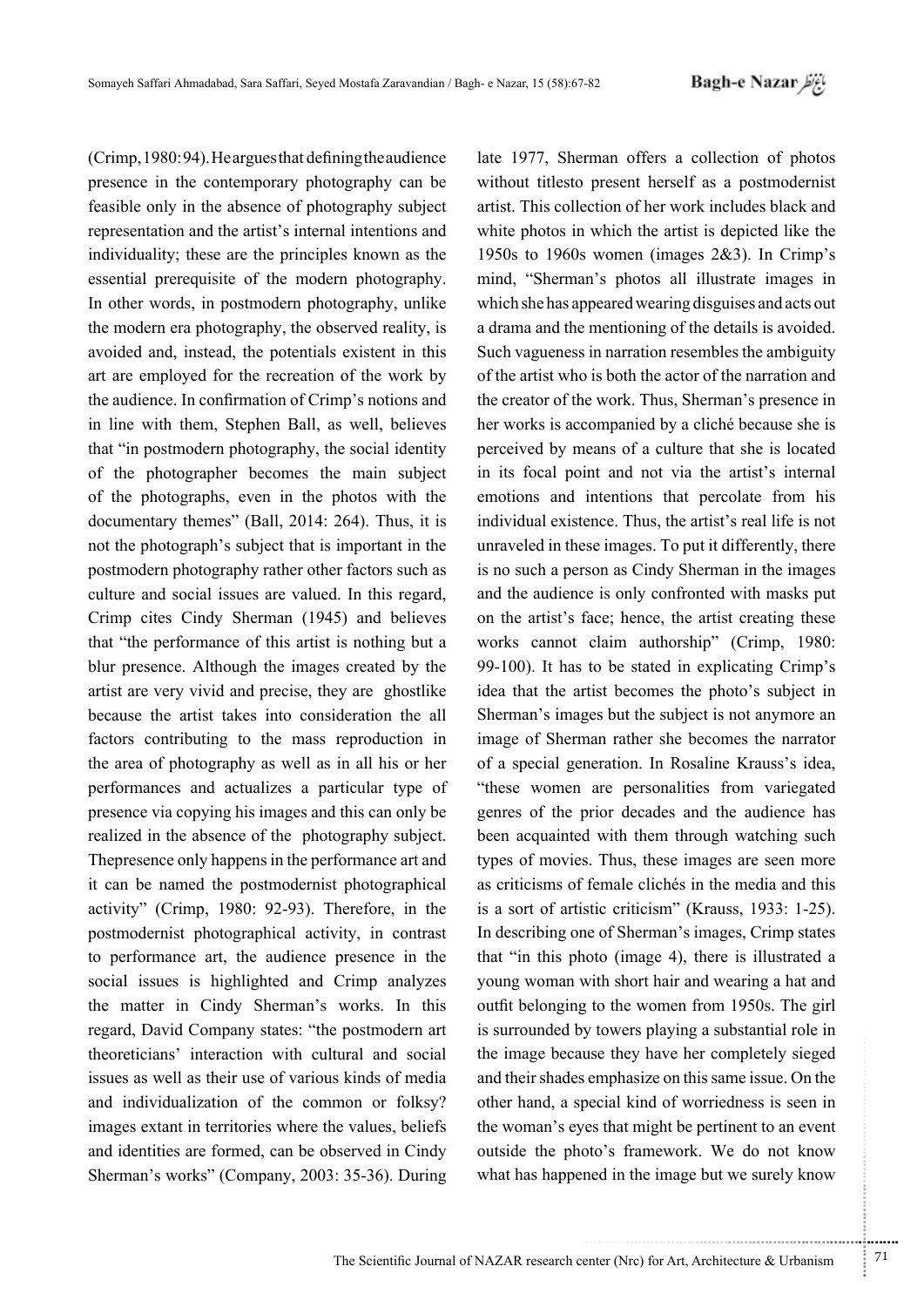(Crimp, 1980: 94). He argues that defining the audience presence in the contemporary photography can be feasible only in the absence of photography subject representation and the artist's internal intentions and individuality; these are the principles known as the essential prerequisite of the modern photography. In other words, in postmodern photography, unlike the modern era photography, the observed reality, is avoided and, instead, the potentials existent in this art are employed for the recreation of the work by the audience. In confirmation of Crimp's notions and in line with them, Stephen Ball, as well, believes that "in postmodern photography, the social identity of the photographer becomes the main subject of the photographs, even in the photos with the documentary themes" (Ball, 2014: 264). Thus, it is not the photograph's subject that is important in the postmodern photography rather other factors such as culture and social issues are valued. In this regard, Crimp cites Cindy Sherman (1945) and believes that "the performance of this artist is nothing but a blur presence. Although the images created by the artist are very vivid and precise, they are ghostlike because the artist takes into consideration the all factors contributing to the mass reproduction in the area of photography as well as in all his or her performances and actualizes a particular type of presence via copying his images and this can only be realized in the absence of the photography subject. Thepresence only happens in the performance art and it can be named the postmodernist photographical activity" (Crimp, 1980: 92-93). Therefore, in the postmodernist photographical activity, in contrast to performance art, the audience presence in the social issues is highlighted and Crimp analyzes the matter in Cindy Sherman's works. In this regard, David Company states: "the postmodern art theoreticians' interaction with cultural and social issues as well as their use of various kinds of media and individualization of the common or folksy? images extant in territories where the values, beliefs and identities are formed, can be observed in Cindy Sherman's works" (Company, 2003: 35-36). During late 1977, Sherman offers a collection of photos without titlesto present herself as a postmodernist artist. This collection of her work includes black and white photos in which the artist is depicted like the 1950s to 1960s women (images 2&3). In Crimp's mind, "Sherman's photos all illustrate images in which she has appeared wearing disguises and acts out a drama and the mentioning of the details is avoided. Such vagueness in narration resembles the ambiguity of the artist who is both the actor of the narration and the creator of the work. Thus, Sherman's presence in her works is accompanied by a cliché because she is perceived by means of a culture that she is located in its focal point and not via the artist's internal emotions and intentions that percolate from his individual existence. Thus, the artist's real life is not unraveled in these images. To put it differently, there is no such a person as Cindy Sherman in the images and the audience is only confronted with masks put on the artist's face; hence, the artist creating these works cannot claim authorship" (Crimp, 1980: 99-100). It has to be stated in explicating Crimp's idea that the artist becomes the photo's subject in Sherman's images but the subject is not anymore an image of Sherman rather she becomes the narrator of a special generation. In Rosaline Krauss's idea, "these women are personalities from variegated genres of the prior decades and the audience has been acquainted with them through watching such types of movies. Thus, these images are seen more as criticisms of female clichés in the media and this is a sort of artistic criticism" (Krauss, 1933: 1-25). In describing one of Sherman's images, Crimp states that "in this photo (image 4), there is illustrated a young woman with short hair and wearing a hat and outfit belonging to the women from 1950s. The girl is surrounded by towers playing a substantial role in the image because they have her completely sieged and their shades emphasize on this same issue. On the other hand, a special kind of worriedness is seen in the woman's eyes that might be pertinent to an event outside the photo's framework. We do not know what has happened in the image but we surely know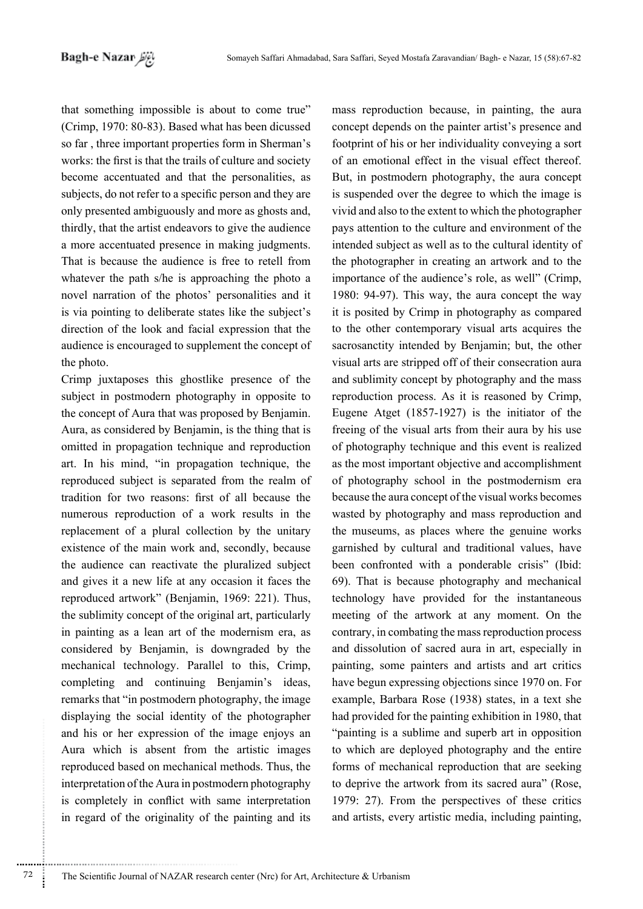that something impossible is about to come true" (Crimp, 1970: 80-83). Based what has been dicussed so far , three important properties form in Sherman's works: the first is that the trails of culture and society become accentuated and that the personalities, as subjects, do not refer to a specific person and they are only presented ambiguously and more as ghosts and, thirdly, that the artist endeavors to give the audience a more accentuated presence in making judgments. That is because the audience is free to retell from whatever the path s/he is approaching the photo a novel narration of the photos' personalities and it is via pointing to deliberate states like the subject's direction of the look and facial expression that the audience is encouraged to supplement the concept of the photo.

Crimp juxtaposes this ghostlike presence of the subject in postmodern photography in opposite to the concept of Aura that was proposed by Benjamin. Aura, as considered by Benjamin, is the thing that is omitted in propagation technique and reproduction art. In his mind, "in propagation technique, the reproduced subject is separated from the realm of tradition for two reasons: first of all because the numerous reproduction of a work results in the replacement of a plural collection by the unitary existence of the main work and, secondly, because the audience can reactivate the pluralized subject and gives it a new life at any occasion it faces the reproduced artwork" (Benjamin, 1969: 221). Thus, the sublimity concept of the original art, particularly in painting as a lean art of the modernism era, as considered by Benjamin, is downgraded by the mechanical technology. Parallel to this, Crimp, completing and continuing Benjamin's ideas, remarks that "in postmodern photography, the image displaying the social identity of the photographer and his or her expression of the image enjoys an Aura which is absent from the artistic images reproduced based on mechanical methods. Thus, the interpretation of the Aura in postmodern photography is completely in conflict with same interpretation in regard of the originality of the painting and its mass reproduction because, in painting, the aura concept depends on the painter artist's presence and footprint of his or her individuality conveying a sort of an emotional effect in the visual effect thereof. But, in postmodern photography, the aura concept is suspended over the degree to which the image is vivid and also to the extent to which the photographer pays attention to the culture and environment of the intended subject as well as to the cultural identity of the photographer in creating an artwork and to the importance of the audience's role, as well" (Crimp, 1980: 94-97). This way, the aura concept the way it is posited by Crimp in photography as compared to the other contemporary visual arts acquires the sacrosanctity intended by Benjamin; but, the other visual arts are stripped off of their consecration aura and sublimity concept by photography and the mass reproduction process. As it is reasoned by Crimp, Eugene Atget (1857-1927) is the initiator of the freeing of the visual arts from their aura by his use of photography technique and this event is realized as the most important objective and accomplishment of photography school in the postmodernism era because the aura concept of the visual works becomes wasted by photography and mass reproduction and the museums, as places where the genuine works garnished by cultural and traditional values, have been confronted with a ponderable crisis" (Ibid: 69). That is because photography and mechanical technology have provided for the instantaneous meeting of the artwork at any moment. On the contrary, in combating the mass reproduction process and dissolution of sacred aura in art, especially in painting, some painters and artists and art critics have begun expressing objections since 1970 on. For example, Barbara Rose (1938) states, in a text she had provided for the painting exhibition in 1980, that "painting is a sublime and superb art in opposition to which are deployed photography and the entire forms of mechanical reproduction that are seeking to deprive the artwork from its sacred aura" (Rose, 1979: 27). From the perspectives of these critics and artists, every artistic media, including painting,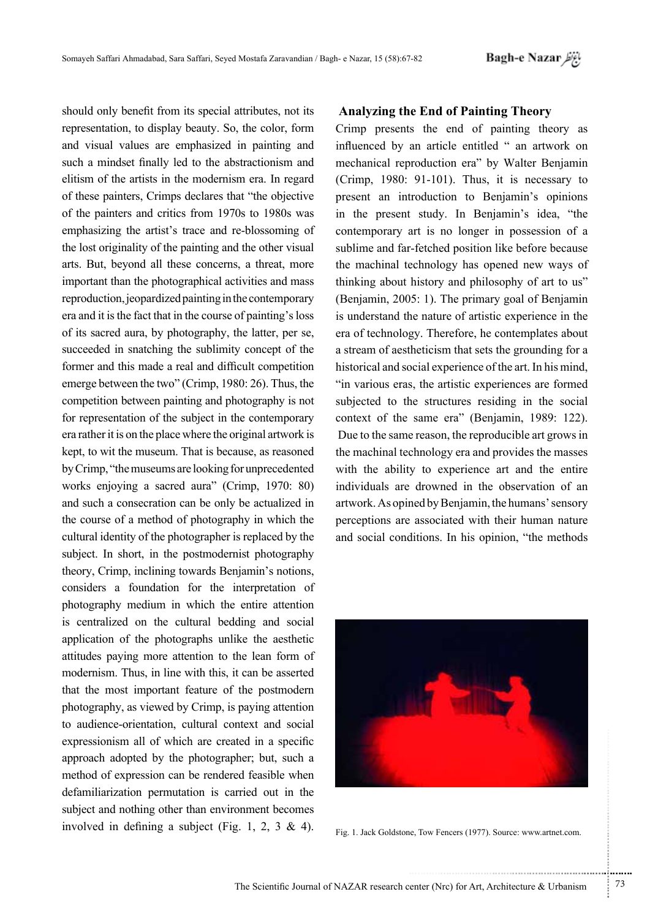should only benefit from its special attributes, not its representation, to display beauty. So, the color, form and visual values are emphasized in painting and such a mindset finally led to the abstractionism and elitism of the artists in the modernism era. In regard of these painters, Crimps declares that "the objective of the painters and critics from 1970s to 1980s was emphasizing the artist's trace and re-blossoming of the lost originality of the painting and the other visual arts. But, beyond all these concerns, a threat, more important than the photographical activities and mass reproduction, jeopardized painting in the contemporary era and it is the fact that in the course of painting's loss of its sacred aura, by photography, the latter, per se, succeeded in snatching the sublimity concept of the former and this made a real and difficult competition emerge between the two" (Crimp, 1980: 26). Thus, the competition between painting and photography is not for representation of the subject in the contemporary era rather it is on the place where the original artwork is kept, to wit the museum. That is because, as reasoned by Crimp, "the museums are looking for unprecedented works enjoying a sacred aura" (Crimp, 1970: 80) and such a consecration can be only be actualized in the course of a method of photography in which the cultural identity of the photographer is replaced by the subject. In short, in the postmodernist photography theory, Crimp, inclining towards Benjamin's notions, considers a foundation for the interpretation of photography medium in which the entire attention is centralized on the cultural bedding and social application of the photographs unlike the aesthetic attitudes paying more attention to the lean form of modernism. Thus, in line with this, it can be asserted that the most important feature of the postmodern photography, as viewed by Crimp, is paying attention to audience-orientation, cultural context and social expressionism all of which are created in a specific approach adopted by the photographer; but, such a method of expression can be rendered feasible when defamiliarization permutation is carried out in the subject and nothing other than environment becomes involved in defining a subject (Fig. 1, 2, 3 & 4).

## Analyzing the End of Painting Theory

Crimp presents the end of painting theory as influenced by an article entitled " an artwork on mechanical reproduction era" by Walter Benjamin (Crimp, 1980: 91-101). Thus, it is necessary to present an introduction to Benjamin's opinions in the present study. In Benjamin's idea, "the contemporary art is no longer in possession of a sublime and far-fetched position like before because the machinal technology has opened new ways of thinking about history and philosophy of art to us" (Benjamin, 2005: 1). The primary goal of Benjamin is understand the nature of artistic experience in the era of technology. Therefore, he contemplates about a stream of aestheticism that sets the grounding for a historical and social experience of the art. In his mind, "in various eras, the artistic experiences are formed subjected to the structures residing in the social context of the same era" (Benjamin, 1989: 122). Due to the same reason, the reproducible art grows in the machinal technology era and provides the masses with the ability to experience art and the entire individuals are drowned in the observation of an artwork. As opined by Benjamin, the humans' sensory perceptions are associated with their human nature and social conditions. In his opinion, "the methods

Fig. 1. Jack Goldstone, Tow Fencers (1977). Source: www.artnet.com.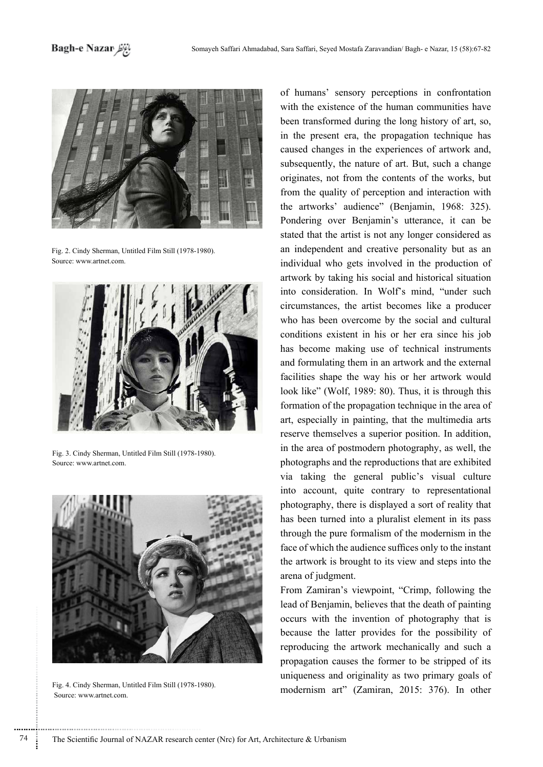Fig. 2. Cindy Sherman, Untitled Film Still (1978-1980). Source: www.artnet.com.

Fig. 3. Cindy Sherman, Untitled Film Still (1978-1980). Source: www.artnet.com.

Fig. 4. Cindy Sherman, Untitled Film Still (1978-1980). Source: www.artnet.com.

of humans' sensory perceptions in confrontation with the existence of the human communities have been transformed during the long history of art, so, in the present era, the propagation technique has caused changes in the experiences of artwork and, subsequently, the nature of art. But, such a change originates, not from the contents of the works, but from the quality of perception and interaction with the artworks' audience" (Benjamin, 1968: 325). Pondering over Benjamin's utterance, it can be stated that the artist is not any longer considered as an independent and creative personality but as an individual who gets involved in the production of artwork by taking his social and historical situation into consideration. In Wolf's mind, "under such circumstances, the artist becomes like a producer who has been overcome by the social and cultural conditions existent in his or her era since his job has become making use of technical instruments and formulating them in an artwork and the external facilities shape the way his or her artwork would look like" (Wolf, 1989: 80). Thus, it is through this formation of the propagation technique in the area of art, especially in painting, that the multimedia arts reserve themselves a superior position. In addition, in the area of postmodern photography, as well, the photographs and the reproductions that are exhibited via taking the general public's visual culture into account, quite contrary to representational photography, there is displayed a sort of reality that has been turned into a pluralist element in its pass through the pure formalism of the modernism in the face of which the audience suffices only to the instant the artwork is brought to its view and steps into the arena of judgment.

From Zamiran's viewpoint, "Crimp, following the lead of Benjamin, believes that the death of painting occurs with the invention of photography that is because the latter provides for the possibility of reproducing the artwork mechanically and such a propagation causes the former to be stripped of its uniqueness and originality as two primary goals of modernism art" (Zamiran, 2015: 376). In other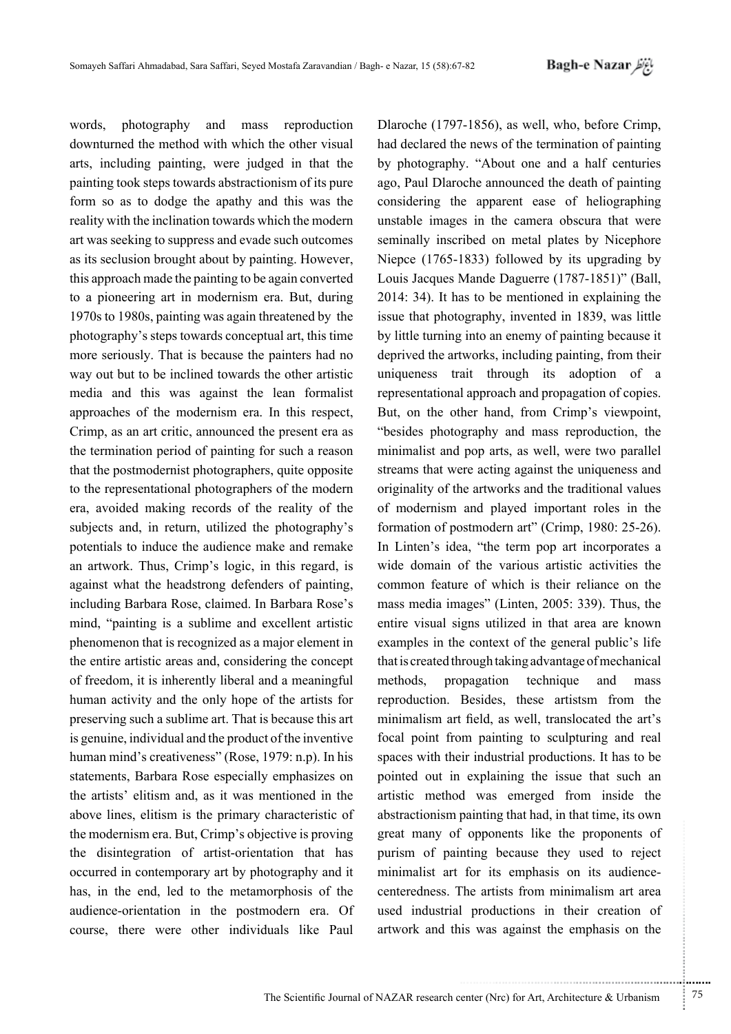words, photography and mass reproduction downturned the method with which the other visual arts, including painting, were judged in that the painting took steps towards abstractionism of its pure form so as to dodge the apathy and this was the reality with the inclination towards which the modern art was seeking to suppress and evade such outcomes as its seclusion brought about by painting. However, this approach made the painting to be again converted to a pioneering art in modernism era. But, during 1970s to 1980s, painting was again threatened by the photography's steps towards conceptual art, this time more seriously. That is because the painters had no way out but to be inclined towards the other artistic media and this was against the lean formalist approaches of the modernism era. In this respect, Crimp, as an art critic, announced the present era as the termination period of painting for such a reason that the postmodernist photographers, quite opposite to the representational photographers of the modern era, avoided making records of the reality of the subjects and, in return, utilized the photography's potentials to induce the audience make and remake an artwork. Thus, Crimp's logic, in this regard, is against what the headstrong defenders of painting, including Barbara Rose, claimed. In Barbara Rose's mind, "painting is a sublime and excellent artistic phenomenon that is recognized as a major element in the entire artistic areas and, considering the concept of freedom, it is inherently liberal and a meaningful human activity and the only hope of the artists for preserving such a sublime art. That is because this art is genuine, individual and the product of the inventive human mind's creativeness" (Rose, 1979: n.p). In his statements, Barbara Rose especially emphasizes on the artists' elitism and, as it was mentioned in the above lines, elitism is the primary characteristic of the modernism era. But, Crimp's objective is proving the disintegration of artist-orientation that has occurred in contemporary art by photography and it has, in the end, led to the metamorphosis of the audience-orientation in the postmodern era. Of course, there were other individuals like Paul Dlaroche (1797-1856), as well, who, before Crimp, had declared the news of the termination of painting by photography. "About one and a half centuries ago, Paul Dlaroche announced the death of painting considering the apparent ease of heliographing unstable images in the camera obscura that were seminally inscribed on metal plates by Nicephore Niepce (1765-1833) followed by its upgrading by Louis Jacques Mande Daguerre (1787-1851)" (Ball, 2014: 34). It has to be mentioned in explaining the issue that photography, invented in 1839, was little by little turning into an enemy of painting because it deprived the artworks, including painting, from their uniqueness trait through its adoption of a representational approach and propagation of copies. But, on the other hand, from Crimp's viewpoint, "besides photography and mass reproduction, the minimalist and pop arts, as well, were two parallel streams that were acting against the uniqueness and originality of the artworks and the traditional values of modernism and played important roles in the formation of postmodern art" (Crimp, 1980: 25-26). In Linten's idea, "the term pop art incorporates a wide domain of the various artistic activities the common feature of which is their reliance on the mass media images" (Linten, 2005: 339). Thus, the entire visual signs utilized in that area are known examples in the context of the general public's life that is created through taking advantage of mechanical methods, propagation technique and mass reproduction. Besides, these artistsm from the minimalism art field, as well, translocated the art's focal point from painting to sculpturing and real spaces with their industrial productions. It has to be pointed out in explaining the issue that such an artistic method was emerged from inside the abstractionism painting that had, in that time, its own great many of opponents like the proponents of purism of painting because they used to reject minimalist art for its emphasis on its audience-centeredness. The artists from minimalism art area used industrial productions in their creation of artwork and this was against the emphasis on the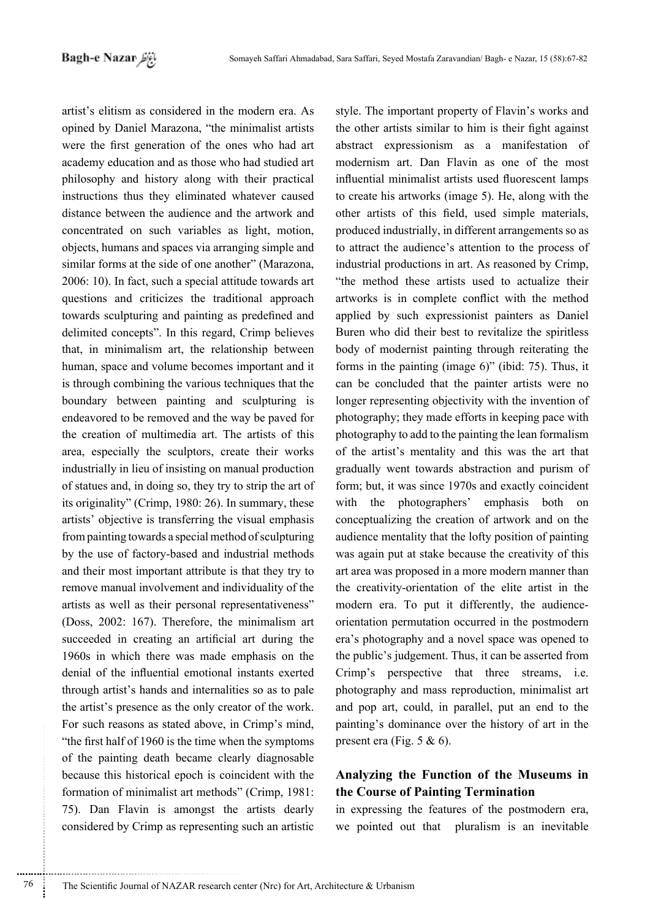artist's elitism as considered in the modern era. As opined by Daniel Marazona, "the minimalist artists were the first generation of the ones who had art academy education and as those who had studied art philosophy and history along with their practical instructions thus they eliminated whatever caused distance between the audience and the artwork and concentrated on such variables as light, motion, objects, humans and spaces via arranging simple and similar forms at the side of one another" (Marazona, 2006: 10). In fact, such a special attitude towards art questions and criticizes the traditional approach towards sculpturing and painting as predefined and delimited concepts". In this regard, Crimp believes that, in minimalism art, the relationship between human, space and volume becomes important and it is through combining the various techniques that the boundary between painting and sculpturing is endeavored to be removed and the way be paved for the creation of multimedia art. The artists of this area, especially the sculptors, create their works industrially in lieu of insisting on manual production of statues and, in doing so, they try to strip the art of its originality" (Crimp, 1980: 26). In summary, these artists' objective is transferring the visual emphasis from painting towards a special method of sculpturing by the use of factory-based and industrial methods and their most important attribute is that they try to remove manual involvement and individuality of the artists as well as their personal representativeness" (Doss, 2002: 167). Therefore, the minimalism art succeeded in creating an artificial art during the 1960s in which there was made emphasis on the denial of the influential emotional instants exerted through artist's hands and internalities so as to pale the artist's presence as the only creator of the work. For such reasons as stated above, in Crimp's mind, "the first half of 1960 is the time when the symptoms of the painting death became clearly diagnosable because this historical epoch is coincident with the formation of minimalist art methods" (Crimp, 1981: 75). Dan Flavin is amongst the artists dearly considered by Crimp as representing such an artistic style. The important property of Flavin's works and the other artists similar to him is their fight against abstract expressionism as a manifestation of modernism art. Dan Flavin as one of the most influential minimalist artists used fluorescent lamps to create his artworks (image 5). He, along with the other artists of this field, used simple materials, produced industrially, in different arrangements so as to attract the audience's attention to the process of industrial productions in art. As reasoned by Crimp, "the method these artists used to actualize their artworks is in complete conflict with the method applied by such expressionist painters as Daniel Buren who did their best to revitalize the spiritless body of modernist painting through reiterating the forms in the painting (image 6)" (ibid: 75). Thus, it can be concluded that the painter artists were no longer representing objectivity with the invention of photography; they made efforts in keeping pace with photography to add to the painting the lean formalism of the artist's mentality and this was the art that gradually went towards abstraction and purism of form; but, it was since 1970s and exactly coincident with the photographers' emphasis both on conceptualizing the creation of artwork and on the audience mentality that the lofty position of painting was again put at stake because the creativity of this art area was proposed in a more modern manner than the creativity-orientation of the elite artist in the modern era. To put it differently, the audience-orientation permutation occurred in the postmodern era's photography and a novel space was opened to the public's judgement. Thus, it can be asserted from Crimp's perspective that three streams, i.e. photography and mass reproduction, minimalist art and pop art, could, in parallel, put an end to the painting's dominance over the history of art in the present era (Fig. 5 & 6).

## Analyzing the Function of the Museums in the Course of Painting Termination

in expressing the features of the postmodern era, we pointed out that pluralism is an inevitable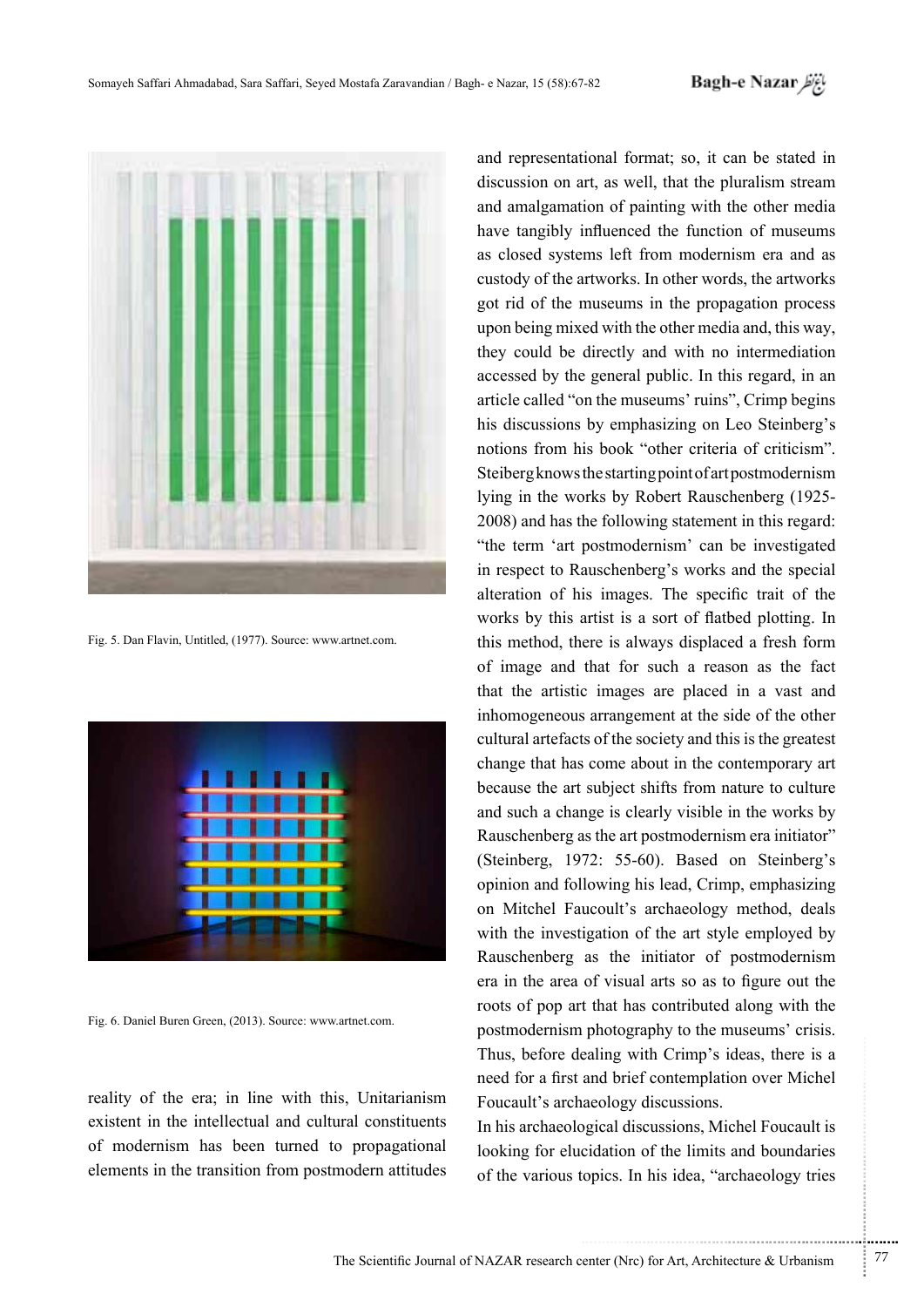Fig. 5. Dan Flavin, Untitled, (1977). Source: www.artnet.com.

Fig. 6. Daniel Buren Green, (2013). Source: www.artnet.com.

reality of the era; in line with this, Unitarianism existent in the intellectual and cultural constituents of modernism has been turned to propagational elements in the transition from postmodern attitudes and representational format; so, it can be stated in discussion on art, as well, that the pluralism stream and amalgamation of painting with the other media have tangibly influenced the function of museums as closed systems left from modernism era and as custody of the artworks. In other words, the artworks got rid of the museums in the propagation process upon being mixed with the other media and, this way, they could be directly and with no intermediation accessed by the general public. In this regard, in an article called "on the museums' ruins", Crimp begins his discussions by emphasizing on Leo Steinberg's notions from his book "other criteria of criticism". Steiberg knows the starting point of art postmodernism lying in the works by Robert Rauschenberg (1925-2008) and has the following statement in this regard: "the term 'art postmodernism' can be investigated in respect to Rauschenberg's works and the special alteration of his images. The specific trait of the works by this artist is a sort of flatbed plotting. In this method, there is always displaced a fresh form of image and that for such a reason as the fact that the artistic images are placed in a vast and inhomogeneous arrangement at the side of the other cultural artefacts of the society and this is the greatest change that has come about in the contemporary art because the art subject shifts from nature to culture and such a change is clearly visible in the works by Rauschenberg as the art postmodernism era initiator" (Steinberg, 1972: 55-60). Based on Steinberg's opinion and following his lead, Crimp, emphasizing on Mitchel Faucoult's archaeology method, deals with the investigation of the art style employed by Rauschenberg as the initiator of postmodernism era in the area of visual arts so as to figure out the roots of pop art that has contributed along with the postmodernism photography to the museums' crisis. Thus, before dealing with Crimp's ideas, there is a need for a first and brief contemplation over Michel Foucault's archaeology discussions.

In his archaeological discussions, Michel Foucault is looking for elucidation of the limits and boundaries of the various topics. In his idea, "archaeology tries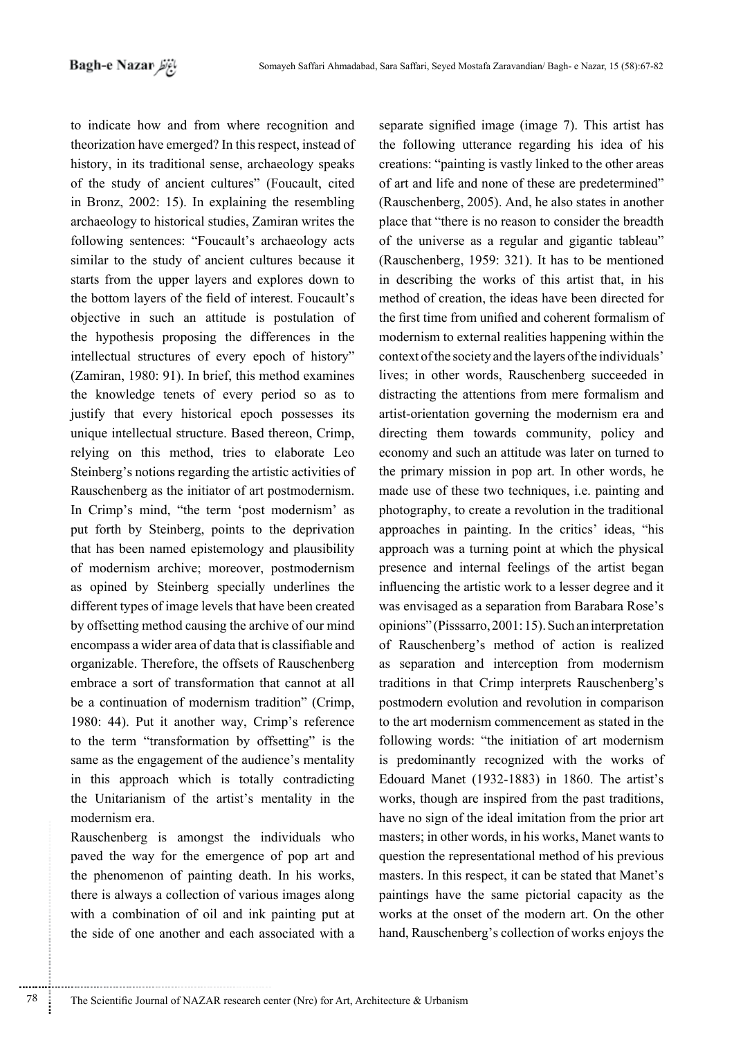to indicate how and from where recognition and theorization have emerged? In this respect, instead of history, in its traditional sense, archaeology speaks of the study of ancient cultures" (Foucault, cited in Bronz, 2002: 15). In explaining the resembling archaeology to historical studies, Zamiran writes the following sentences: "Foucault's archaeology acts similar to the study of ancient cultures because it starts from the upper layers and explores down to the bottom layers of the field of interest. Foucault's objective in such an attitude is postulation of the hypothesis proposing the differences in the intellectual structures of every epoch of history" (Zamiran, 1980: 91). In brief, this method examines the knowledge tenets of every period so as to justify that every historical epoch possesses its unique intellectual structure. Based thereon, Crimp, relying on this method, tries to elaborate Leo Steinberg's notions regarding the artistic activities of Rauschenberg as the initiator of art postmodernism. In Crimp's mind, "the term 'post modernism' as put forth by Steinberg, points to the deprivation that has been named epistemology and plausibility of modernism archive; moreover, postmodernism as opined by Steinberg specially underlines the different types of image levels that have been created by offsetting method causing the archive of our mind encompass a wider area of data that is classifiable and organizable. Therefore, the offsets of Rauschenberg embrace a sort of transformation that cannot at all be a continuation of modernism tradition" (Crimp, 1980: 44). Put it another way, Crimp's reference to the term "transformation by offsetting" is the same as the engagement of the audience's mentality in this approach which is totally contradicting the Unitarianism of the artist's mentality in the modernism era.

Rauschenberg is amongst the individuals who paved the way for the emergence of pop art and the phenomenon of painting death. In his works, there is always a collection of various images along with a combination of oil and ink painting put at the side of one another and each associated with a separate signified image (image 7). This artist has the following utterance regarding his idea of his creations: "painting is vastly linked to the other areas of art and life and none of these are predetermined" (Rauschenberg, 2005). And, he also states in another place that "there is no reason to consider the breadth of the universe as a regular and gigantic tableau" (Rauschenberg, 1959: 321). It has to be mentioned in describing the works of this artist that, in his method of creation, the ideas have been directed for the first time from unified and coherent formalism of modernism to external realities happening within the context of the society and the layers of the individuals' lives; in other words, Rauschenberg succeeded in distracting the attentions from mere formalism and artist-orientation governing the modernism era and directing them towards community, policy and economy and such an attitude was later on turned to the primary mission in pop art. In other words, he made use of these two techniques, i.e. painting and photography, to create a revolution in the traditional approaches in painting. In the critics' ideas, "his approach was a turning point at which the physical presence and internal feelings of the artist began influencing the artistic work to a lesser degree and it was envisaged as a separation from Barabara Rose's opinions" (Pisssarro, 2001: 15). Such an interpretation of Rauschenberg's method of action is realized as separation and interception from modernism traditions in that Crimp interprets Rauschenberg's postmodern evolution and revolution in comparison to the art modernism commencement as stated in the following words: "the initiation of art modernism is predominantly recognized with the works of Edouard Manet (1932-1883) in 1860. The artist's works, though are inspired from the past traditions, have no sign of the ideal imitation from the prior art masters; in other words, in his works, Manet wants to question the representational method of his previous masters. In this respect, it can be stated that Manet's paintings have the same pictorial capacity as the works at the onset of the modern art. On the other hand, Rauschenberg's collection of works enjoys the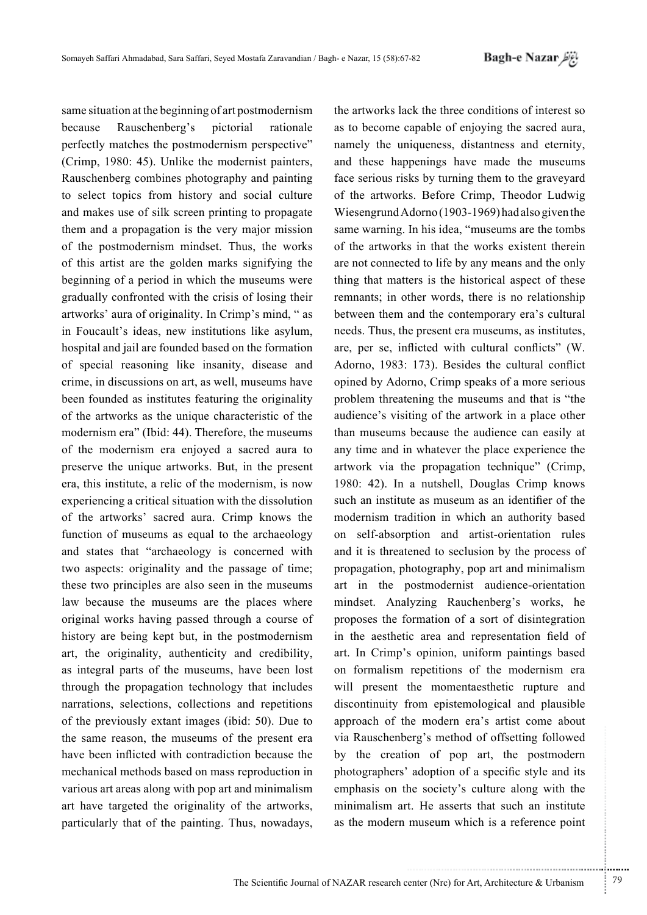same situation at the beginning of art postmodernism because Rauschenberg's pictorial rationale perfectly matches the postmodernism perspective" (Crimp, 1980: 45). Unlike the modernist painters, Rauschenberg combines photography and painting to select topics from history and social culture and makes use of silk screen printing to propagate them and a propagation is the very major mission of the postmodernism mindset. Thus, the works of this artist are the golden marks signifying the beginning of a period in which the museums were gradually confronted with the crisis of losing their artworks' aura of originality. In Crimp's mind, " as in Foucault's ideas, new institutions like asylum, hospital and jail are founded based on the formation of special reasoning like insanity, disease and crime, in discussions on art, as well, museums have been founded as institutes featuring the originality of the artworks as the unique characteristic of the modernism era" (Ibid: 44). Therefore, the museums of the modernism era enjoyed a sacred aura to preserve the unique artworks. But, in the present era, this institute, a relic of the modernism, is now experiencing a critical situation with the dissolution of the artworks' sacred aura. Crimp knows the function of museums as equal to the archaeology and states that "archaeology is concerned with two aspects: originality and the passage of time; these two principles are also seen in the museums law because the museums are the places where original works having passed through a course of history are being kept but, in the postmodernism art, the originality, authenticity and credibility, as integral parts of the museums, have been lost through the propagation technology that includes narrations, selections, collections and repetitions of the previously extant images (ibid: 50). Due to the same reason, the museums of the present era have been inflicted with contradiction because the mechanical methods based on mass reproduction in various art areas along with pop art and minimalism art have targeted the originality of the artworks, particularly that of the painting. Thus, nowadays, the artworks lack the three conditions of interest so as to become capable of enjoying the sacred aura, namely the uniqueness, distantness and eternity, and these happenings have made the museums face serious risks by turning them to the graveyard of the artworks. Before Crimp, Theodor Ludwig Wiesengrund Adorno (1903-1969) had also given the same warning. In his idea, "museums are the tombs of the artworks in that the works existent therein are not connected to life by any means and the only thing that matters is the historical aspect of these remnants; in other words, there is no relationship between them and the contemporary era's cultural needs. Thus, the present era museums, as institutes, are, per se, inflicted with cultural conflicts" (W. Adorno, 1983: 173). Besides the cultural conflict opined by Adorno, Crimp speaks of a more serious problem threatening the museums and that is "the audience's visiting of the artwork in a place other than museums because the audience can easily at any time and in whatever the place experience the artwork via the propagation technique" (Crimp, 1980: 42). In a nutshell, Douglas Crimp knows such an institute as museum as an identifier of the modernism tradition in which an authority based on self-absorption and artist-orientation rules and it is threatened to seclusion by the process of propagation, photography, pop art and minimalism art in the postmodernist audience-orientation mindset. Analyzing Rauchenberg's works, he proposes the formation of a sort of disintegration in the aesthetic area and representation field of art. In Crimp's opinion, uniform paintings based on formalism repetitions of the modernism era will present the momentaesthetic rupture and discontinuity from epistemological and plausible approach of the modern era's artist come about via Rauschenberg's method of offsetting followed by the creation of pop art, the postmodern photographers' adoption of a specific style and its emphasis on the society's culture along with the minimalism art. He asserts that such an institute as the modern museum which is a reference point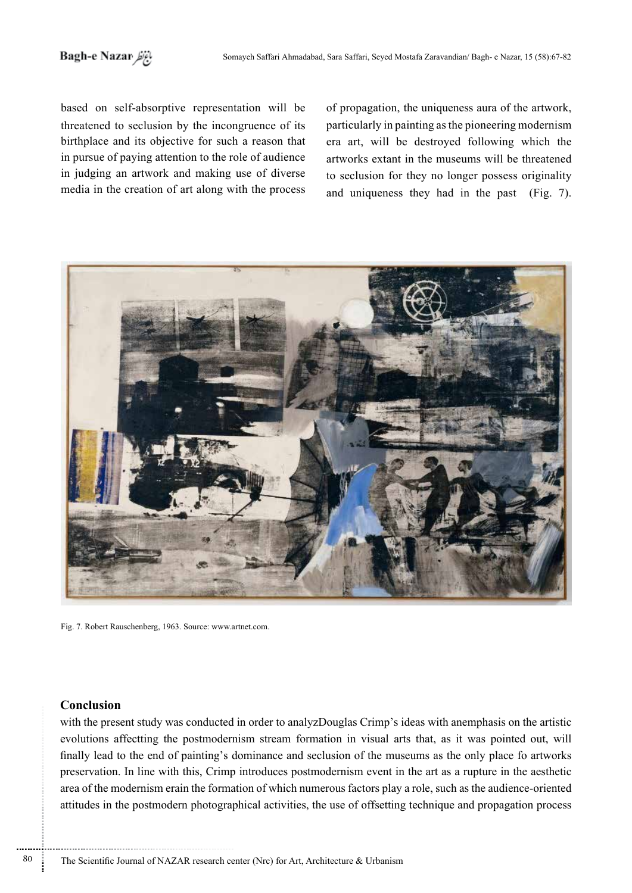based on self-absorptive representation will be threatened to seclusion by the incongruence of its birthplace and its objective for such a reason that in pursue of paying attention to the role of audience in judging an artwork and making use of diverse media in the creation of art along with the process of propagation, the uniqueness aura of the artwork, particularly in painting as the pioneering modernism era art, will be destroyed following which the artworks extant in the museums will be threatened to seclusion for they no longer possess originality and uniqueness they had in the past (Fig. 7).

Fig. 7. Robert Rauschenberg, 1963. Source: www.artnet.com.

## Conclusion

with the present study was conducted in order to analyzDouglas Crimp's ideas with anemphasis on the artistic evolutions affectting the postmodernism stream formation in visual arts that, as it was pointed out, will finally lead to the end of painting's dominance and seclusion of the museums as the only place fo artworks preservation. In line with this, Crimp introduces postmodernism event in the art as a rupture in the aesthetic area of the modernism erain the formation of which numerous factors play a role, such as the audience-oriented attitudes in the postmodern photographical activities, the use of offsetting technique and propagation process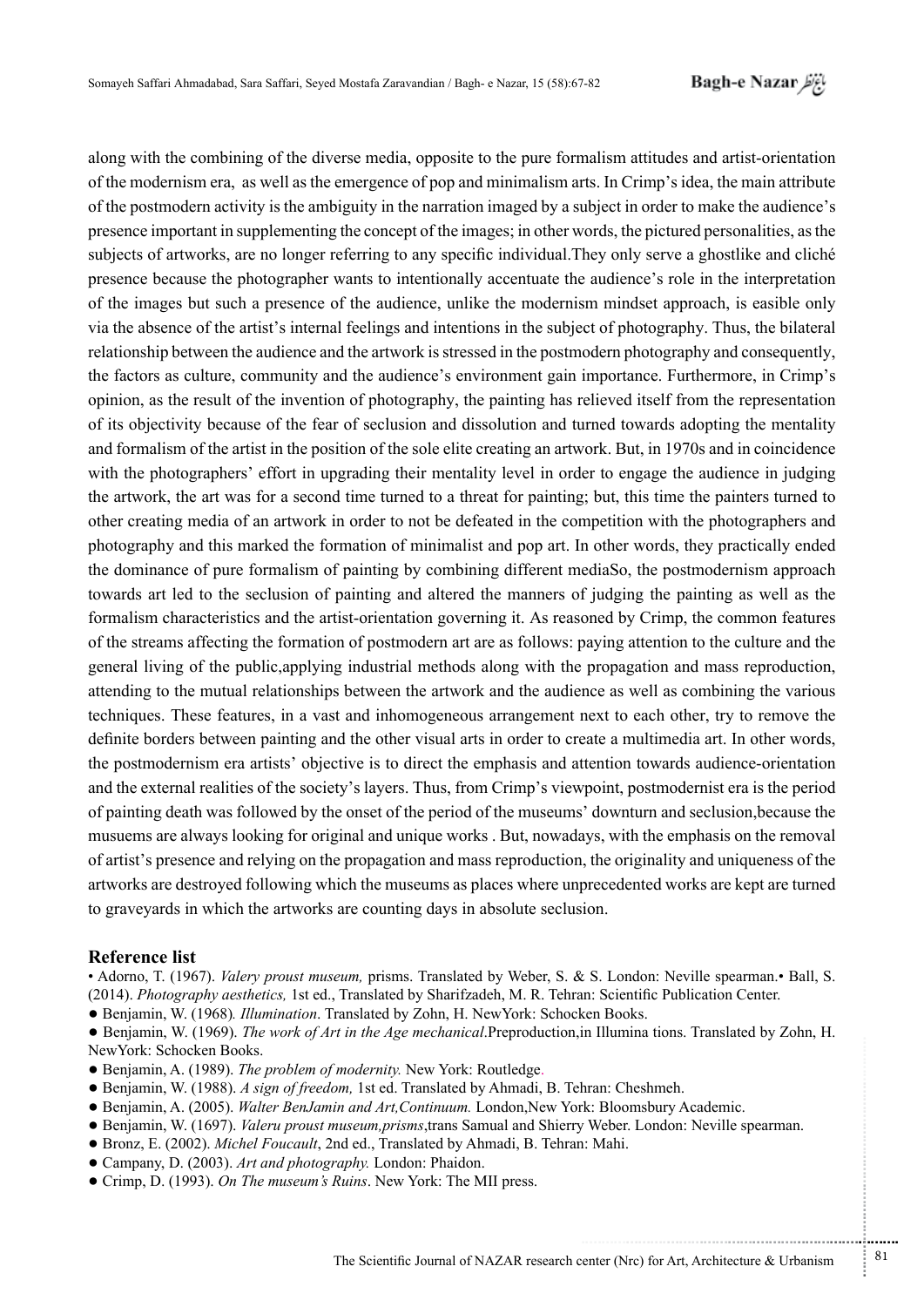along with the combining of the diverse media, opposite to the pure formalism attitudes and artist-orientation of the modernism era, as well as the emergence of pop and minimalism arts. In Crimp's idea, the main attribute of the postmodern activity is the ambiguity in the narration imaged by a subject in order to make the audience's presence important in supplementing the concept of the images; in other words, the pictured personalities, as the subjects of artworks, are no longer referring to any specific individual.They only serve a ghostlike and cliché presence because the photographer wants to intentionally accentuate the audience's role in the interpretation of the images but such a presence of the audience, unlike the modernism mindset approach, is easible only via the absence of the artist's internal feelings and intentions in the subject of photography. Thus, the bilateral relationship between the audience and the artwork is stressed in the postmodern photography and consequently, the factors as culture, community and the audience's environment gain importance. Furthermore, in Crimp's opinion, as the result of the invention of photography, the painting has relieved itself from the representation of its objectivity because of the fear of seclusion and dissolution and turned towards adopting the mentality and formalism of the artist in the position of the sole elite creating an artwork. But, in 1970s and in coincidence with the photographers' effort in upgrading their mentality level in order to engage the audience in judging the artwork, the art was for a second time turned to a threat for painting; but, this time the painters turned to other creating media of an artwork in order to not be defeated in the competition with the photographers and photography and this marked the formation of minimalist and pop art. In other words, they practically ended the dominance of pure formalism of painting by combining different mediaSo, the postmodernism approach towards art led to the seclusion of painting and altered the manners of judging the painting as well as the formalism characteristics and the artist-orientation governing it. As reasoned by Crimp, the common features of the streams affecting the formation of postmodern art are as follows: paying attention to the culture and the general living of the public,applying industrial methods along with the propagation and mass reproduction, attending to the mutual relationships between the artwork and the audience as well as combining the various techniques. These features, in a vast and inhomogeneous arrangement next to each other, try to remove the definite borders between painting and the other visual arts in order to create a multimedia art. In other words, the postmodernism era artists' objective is to direct the emphasis and attention towards audience-orientation and the external realities of the society's layers. Thus, from Crimp's viewpoint, postmodernist era is the period of painting death was followed by the onset of the period of the museums' downturn and seclusion,because the musuems are always looking for original and unique works . But, nowadays, with the emphasis on the removal of artist's presence and relying on the propagation and mass reproduction, the originality and uniqueness of the artworks are destroyed following which the museums as places where unprecedented works are kept are turned to graveyards in which the artworks are counting days in absolute seclusion.

### Reference list

- Adorno, T. (1967). *Valery proust museum,* prisms. Translated by Weber, S. & S. London: Neville spearman.• Ball, S. (2014). *Photography aesthetics,* 1st ed., Translated by Sharifzadeh, M. R. Tehran: Scientific Publication Center.
- Benjamin, W. (1968). *Illumination*. Translated by Zohn, H. NewYork: Schocken Books.
- Benjamin, W. (1969). *The work of Art in the Age mechanical*.Preproduction,in Illumina tions. Translated by Zohn, H. NewYork: Schocken Books.
- Benjamin, A. (1989). *The problem of modernity.* New York: Routledge.
- Benjamin, W. (1988). *A sign of freedom,* 1st ed. Translated by Ahmadi, B. Tehran: Cheshmeh.
- Benjamin, A. (2005). *Walter BenJamin and Art,Continuum.* London,New York: Bloomsbury Academic.
- Benjamin, W. (1697). *Valeru proust museum,prisms*,trans Samual and Shierry Weber. London: Neville spearman.
- Bronz, E. (2002). *Michel Foucault*, 2nd ed., Translated by Ahmadi, B. Tehran: Mahi.
- Campany, D. (2003). *Art and photography.* London: Phaidon.
- Crimp, D. (1993). *On The museum's Ruins*. New York: The MII press.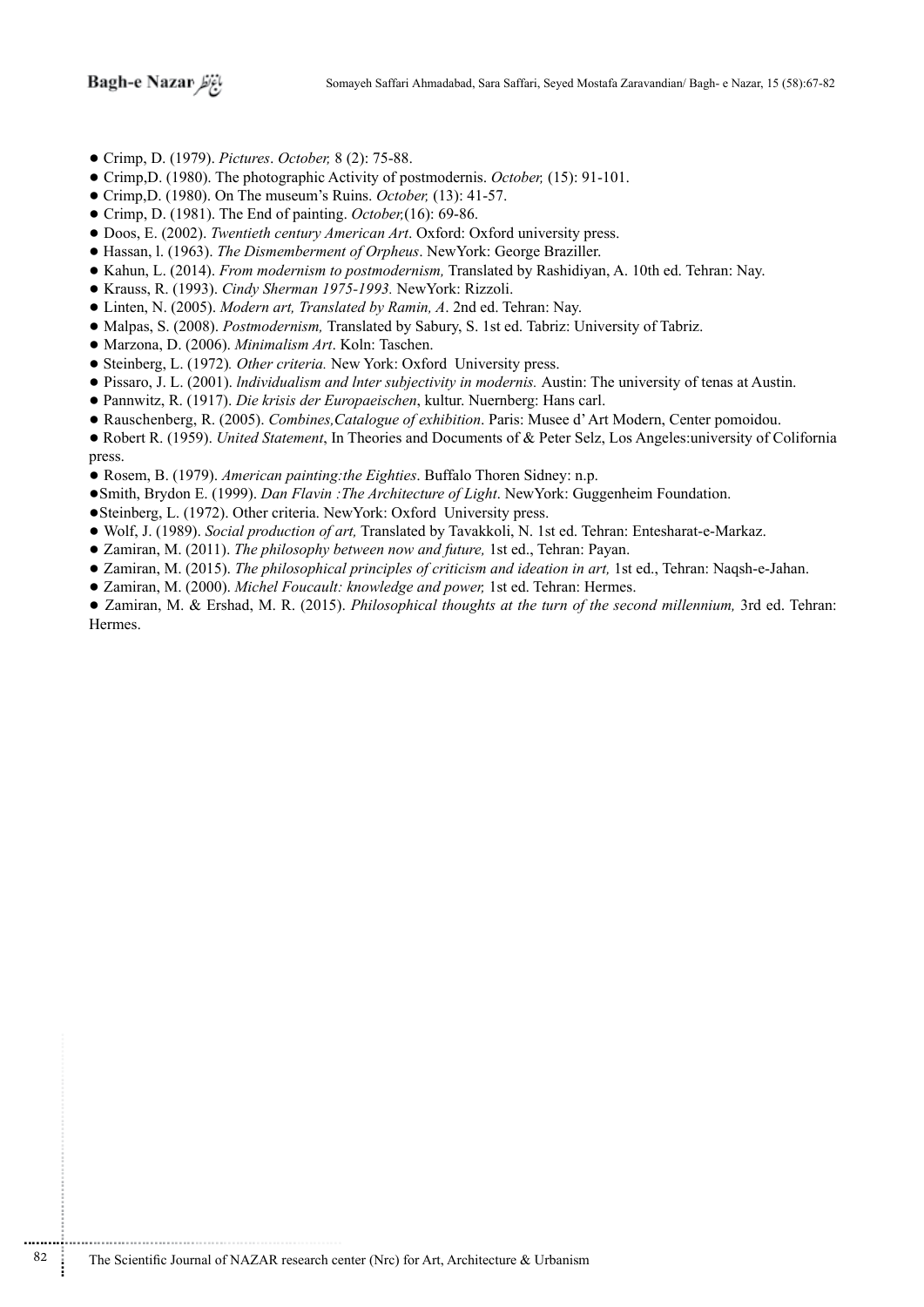- Crimp, D. (1979). *Pictures*. *October,* 8 (2): 75-88.
- Crimp,D. (1980). The photographic Activity of postmodernis. *October,* (15): 91-101.
- Crimp,D. (1980). On The museum's Ruins. *October,* (13): 41-57.
- Crimp, D. (1981). The End of painting. *October,*(16): 69-86.
- Doos, E. (2002). *Twentieth century American Art*. Oxford: Oxford university press.
- Hassan, l. (1963). *The Dismemberment of Orpheus*. NewYork: George Braziller.
- Kahun, L. (2014). *From modernism to postmodernism,* Translated by Rashidiyan, A. 10th ed. Tehran: Nay.
- Krauss, R. (1993). *Cindy Sherman 1975-1993.* NewYork: Rizzoli.
- Linten, N. (2005). *Modern art, Translated by Ramin, A*. 2nd ed. Tehran: Nay.
- Malpas, S. (2008). *Postmodernism,* Translated by Sabury, S. 1st ed. Tabriz: University of Tabriz.
- Marzona, D. (2006). *Minimalism Art*. Koln: Taschen.
- Steinberg, L. (1972). *Other criteria.* New York: Oxford University press.
- Pissaro, J. L. (2001). *lndividualism and lnter subjectivity in modernis.* Austin: The university of tenas at Austin.
- Pannwitz, R. (1917). *Die krisis der Europaeischen*, kultur. Nuernberg: Hans carl.
- Rauschenberg, R. (2005). *Combines,Catalogue of exhibition*. Paris: Musee d' Art Modern, Center pomoidou.
- Robert R. (1959). *United Statement*, In Theories and Documents of & Peter Selz, Los Angeles:university of Colifornia press.
- Rosem, B. (1979). *American painting:the Eighties*. Buffalo Thoren Sidney: n.p.
- Smith, Brydon E. (1999). *Dan Flavin :The Architecture of Light*. NewYork: Guggenheim Foundation.
- Steinberg, L. (1972). Other criteria. NewYork: Oxford University press.
- Wolf, J. (1989). *Social production of art,* Translated by Tavakkoli, N. 1st ed. Tehran: Entesharat-e-Markaz.
- Zamiran, M. (2011). *The philosophy between now and future,* 1st ed., Tehran: Payan.
- Zamiran, M. (2015). *The philosophical principles of criticism and ideation in art,* 1st ed., Tehran: Naqsh-e-Jahan.
- Zamiran, M. (2000). *Michel Foucault: knowledge and power,* 1st ed. Tehran: Hermes.
- Zamiran, M. & Ershad, M. R. (2015). *Philosophical thoughts at the turn of the second millennium,* 3rd ed. Tehran: Hermes.